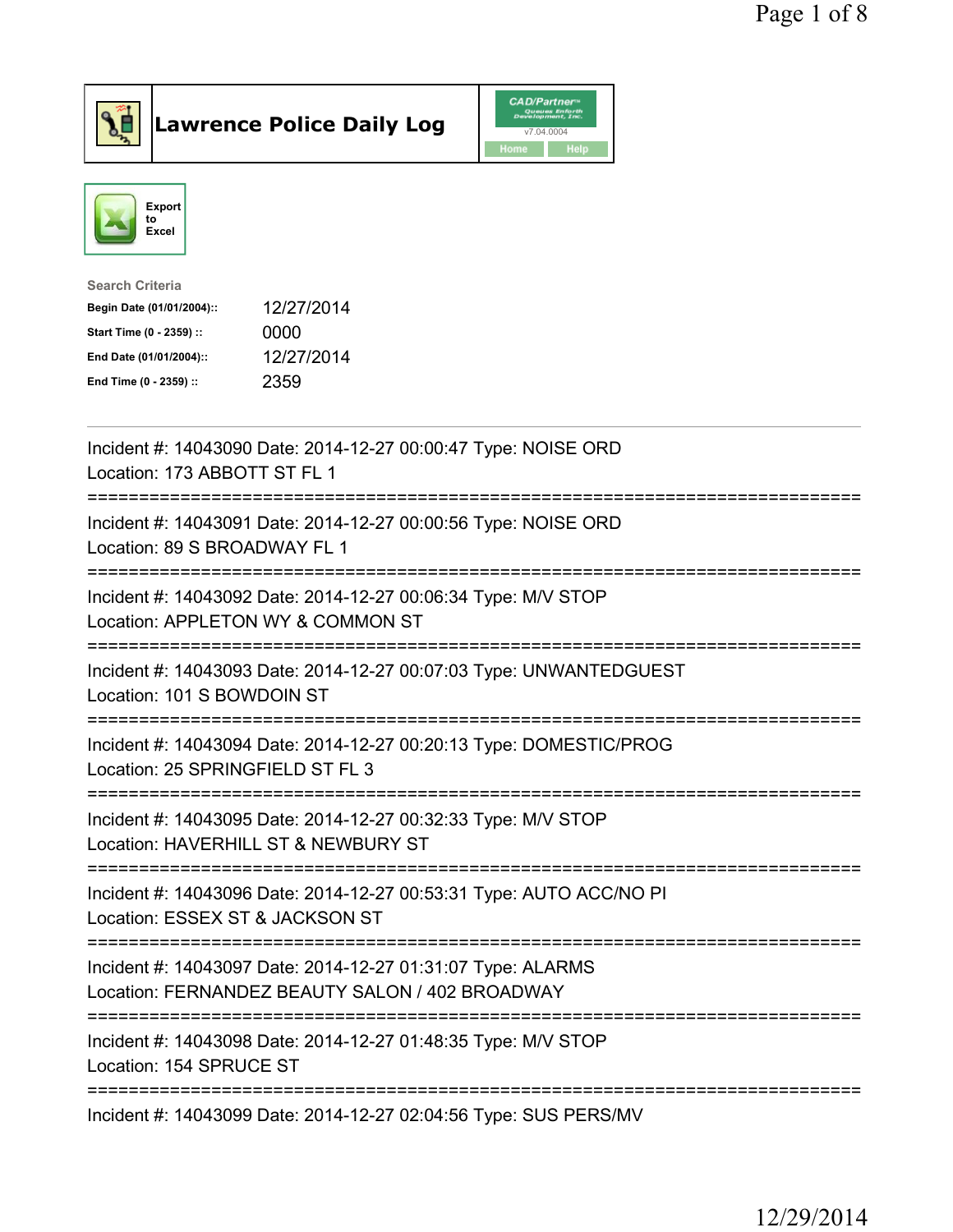# Lawrence Police Daily Log

Export to Excel

**Search Criteria**

| | |
|---|---|
| **Begin Date (01/01/2004)::** | 12/27/2014 |
| **Start Time (0 - 2359) ::** | 0000 |
| **End Date (01/01/2004)::** | 12/27/2014 |
| **End Time (0 - 2359) ::** | 2359 |

---

Incident #: 14043090 Date: 2014-12-27 00:00:47 Type: NOISE ORD
Location: 173 ABBOTT ST FL 1

===========================================================================

Incident #: 14043091 Date: 2014-12-27 00:00:56 Type: NOISE ORD
Location: 89 S BROADWAY FL 1

===========================================================================

Incident #: 14043092 Date: 2014-12-27 00:06:34 Type: M/V STOP
Location: APPLETON WY & COMMON ST

===========================================================================

Incident #: 14043093 Date: 2014-12-27 00:07:03 Type: UNWANTEDGUEST
Location: 101 S BOWDOIN ST

===========================================================================

Incident #: 14043094 Date: 2014-12-27 00:20:13 Type: DOMESTIC/PROG
Location: 25 SPRINGFIELD ST FL 3

===========================================================================

Incident #: 14043095 Date: 2014-12-27 00:32:33 Type: M/V STOP
Location: HAVERHILL ST & NEWBURY ST

===========================================================================

Incident #: 14043096 Date: 2014-12-27 00:53:31 Type: AUTO ACC/NO PI
Location: ESSEX ST & JACKSON ST

===========================================================================

Incident #: 14043097 Date: 2014-12-27 01:31:07 Type: ALARMS
Location: FERNANDEZ BEAUTY SALON / 402 BROADWAY

===========================================================================

Incident #: 14043098 Date: 2014-12-27 01:48:35 Type: M/V STOP
Location: 154 SPRUCE ST

===========================================================================

Incident #: 14043099 Date: 2014-12-27 02:04:56 Type: SUS PERS/MV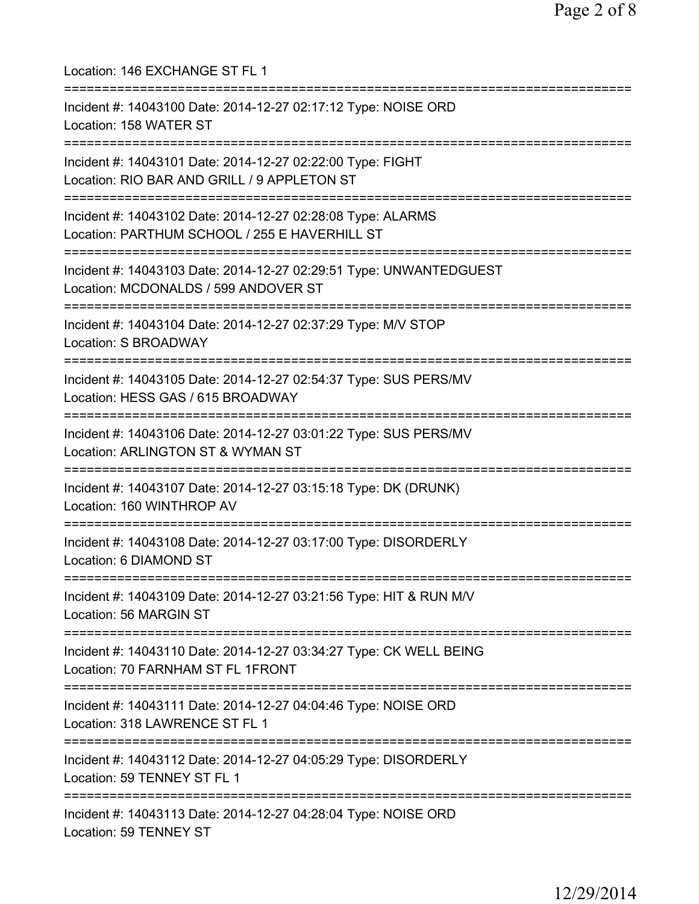Location: 146 EXCHANGE ST FL 1

===========================================================================

Incident #: 14043100 Date: 2014-12-27 02:17:12 Type: NOISE ORD
Location: 158 WATER ST

===========================================================================

Incident #: 14043101 Date: 2014-12-27 02:22:00 Type: FIGHT
Location: RIO BAR AND GRILL / 9 APPLETON ST

===========================================================================

Incident #: 14043102 Date: 2014-12-27 02:28:08 Type: ALARMS
Location: PARTHUM SCHOOL / 255 E HAVERHILL ST

===========================================================================

Incident #: 14043103 Date: 2014-12-27 02:29:51 Type: UNWANTEDGUEST
Location: MCDONALDS / 599 ANDOVER ST

===========================================================================

Incident #: 14043104 Date: 2014-12-27 02:37:29 Type: M/V STOP
Location: S BROADWAY

===========================================================================

Incident #: 14043105 Date: 2014-12-27 02:54:37 Type: SUS PERS/MV
Location: HESS GAS / 615 BROADWAY

===========================================================================

Incident #: 14043106 Date: 2014-12-27 03:01:22 Type: SUS PERS/MV
Location: ARLINGTON ST & WYMAN ST

===========================================================================

Incident #: 14043107 Date: 2014-12-27 03:15:18 Type: DK (DRUNK)
Location: 160 WINTHROP AV

===========================================================================

Incident #: 14043108 Date: 2014-12-27 03:17:00 Type: DISORDERLY
Location: 6 DIAMOND ST

===========================================================================

Incident #: 14043109 Date: 2014-12-27 03:21:56 Type: HIT & RUN M/V
Location: 56 MARGIN ST

===========================================================================

Incident #: 14043110 Date: 2014-12-27 03:34:27 Type: CK WELL BEING
Location: 70 FARNHAM ST FL 1FRONT

===========================================================================

Incident #: 14043111 Date: 2014-12-27 04:04:46 Type: NOISE ORD
Location: 318 LAWRENCE ST FL 1

===========================================================================

Incident #: 14043112 Date: 2014-12-27 04:05:29 Type: DISORDERLY
Location: 59 TENNEY ST FL 1

===========================================================================

Incident #: 14043113 Date: 2014-12-27 04:28:04 Type: NOISE ORD
Location: 59 TENNEY ST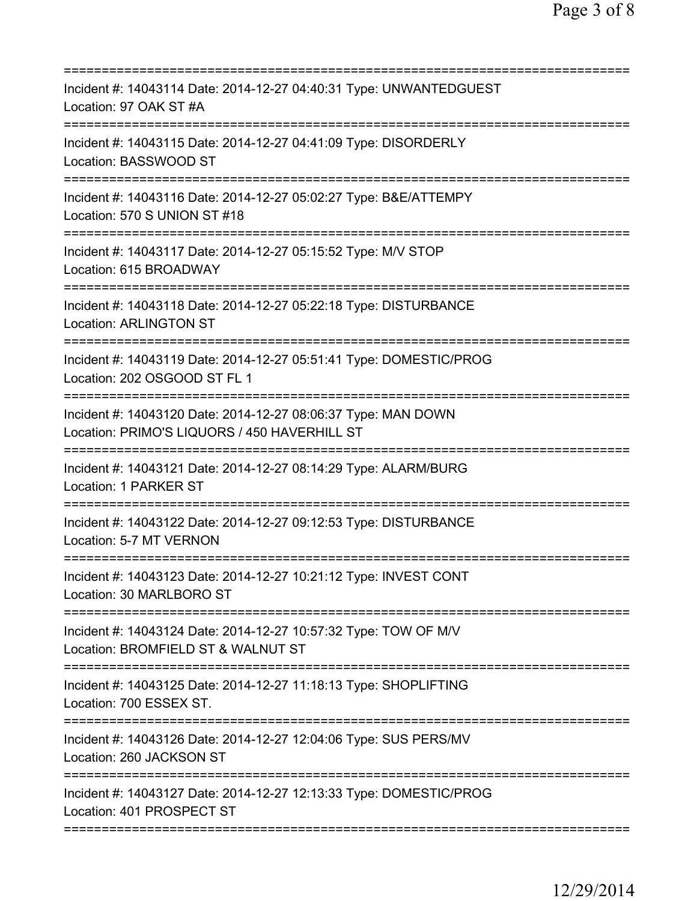===========================================================================
Incident #: 14043114 Date: 2014-12-27 04:40:31 Type: UNWANTEDGUEST
Location: 97 OAK ST #A
===========================================================================
Incident #: 14043115 Date: 2014-12-27 04:41:09 Type: DISORDERLY
Location: BASSWOOD ST
===========================================================================
Incident #: 14043116 Date: 2014-12-27 05:02:27 Type: B&E/ATTEMPY
Location: 570 S UNION ST #18
===========================================================================
Incident #: 14043117 Date: 2014-12-27 05:15:52 Type: M/V STOP
Location: 615 BROADWAY
===========================================================================
Incident #: 14043118 Date: 2014-12-27 05:22:18 Type: DISTURBANCE
Location: ARLINGTON ST
===========================================================================
Incident #: 14043119 Date: 2014-12-27 05:51:41 Type: DOMESTIC/PROG
Location: 202 OSGOOD ST FL 1
===========================================================================
Incident #: 14043120 Date: 2014-12-27 08:06:37 Type: MAN DOWN
Location: PRIMO'S LIQUORS / 450 HAVERHILL ST
===========================================================================
Incident #: 14043121 Date: 2014-12-27 08:14:29 Type: ALARM/BURG
Location: 1 PARKER ST
===========================================================================
Incident #: 14043122 Date: 2014-12-27 09:12:53 Type: DISTURBANCE
Location: 5-7 MT VERNON
===========================================================================
Incident #: 14043123 Date: 2014-12-27 10:21:12 Type: INVEST CONT
Location: 30 MARLBORO ST
===========================================================================
Incident #: 14043124 Date: 2014-12-27 10:57:32 Type: TOW OF M/V
Location: BROMFIELD ST & WALNUT ST
===========================================================================
Incident #: 14043125 Date: 2014-12-27 11:18:13 Type: SHOPLIFTING
Location: 700 ESSEX ST.
===========================================================================
Incident #: 14043126 Date: 2014-12-27 12:04:06 Type: SUS PERS/MV
Location: 260 JACKSON ST
===========================================================================
Incident #: 14043127 Date: 2014-12-27 12:13:33 Type: DOMESTIC/PROG
Location: 401 PROSPECT ST
===========================================================================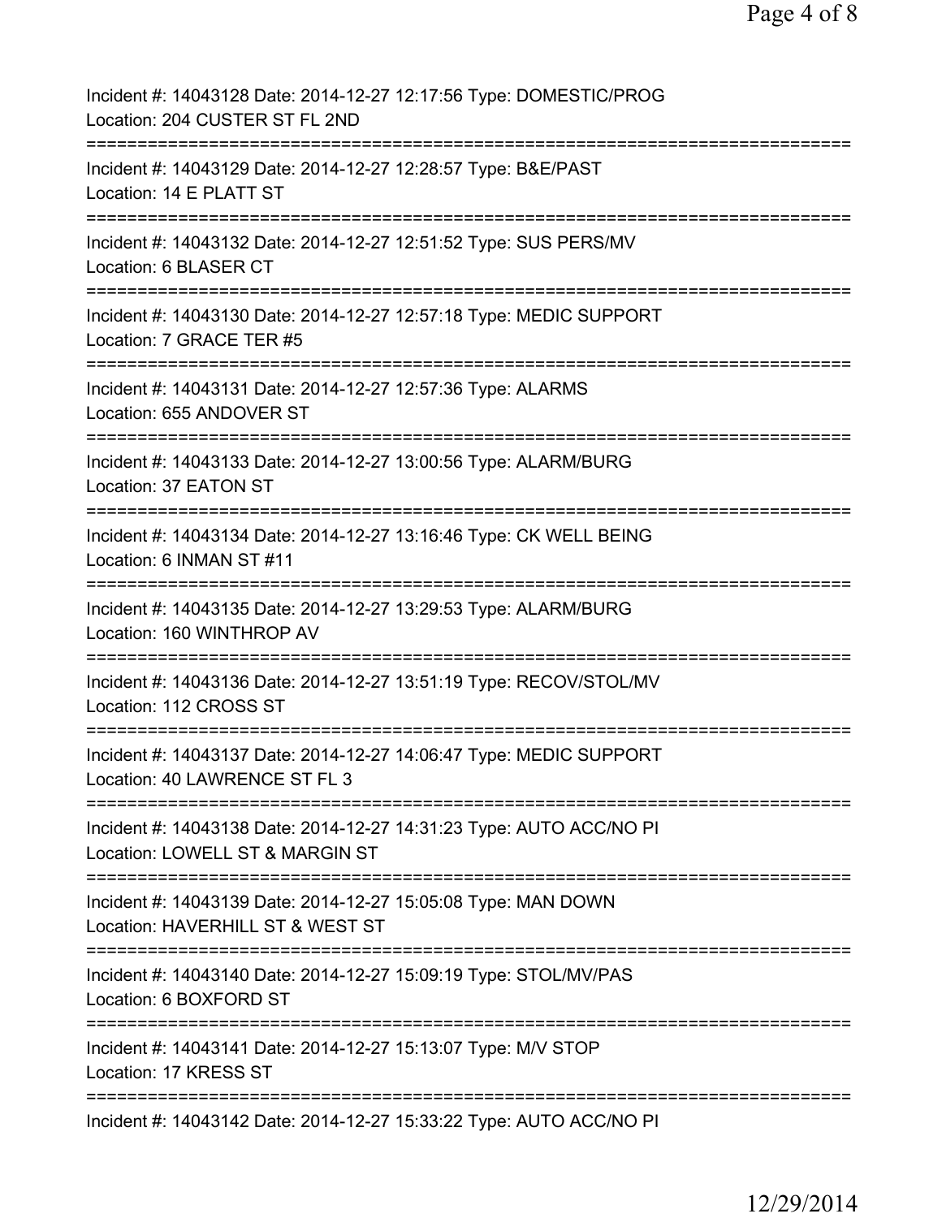Incident #: 14043128 Date: 2014-12-27 12:17:56 Type: DOMESTIC/PROG
Location: 204 CUSTER ST FL 2ND
===========================================================================
Incident #: 14043129 Date: 2014-12-27 12:28:57 Type: B&E/PAST
Location: 14 E PLATT ST
===========================================================================
Incident #: 14043132 Date: 2014-12-27 12:51:52 Type: SUS PERS/MV
Location: 6 BLASER CT
===========================================================================
Incident #: 14043130 Date: 2014-12-27 12:57:18 Type: MEDIC SUPPORT
Location: 7 GRACE TER #5
===========================================================================
Incident #: 14043131 Date: 2014-12-27 12:57:36 Type: ALARMS
Location: 655 ANDOVER ST
===========================================================================
Incident #: 14043133 Date: 2014-12-27 13:00:56 Type: ALARM/BURG
Location: 37 EATON ST
===========================================================================
Incident #: 14043134 Date: 2014-12-27 13:16:46 Type: CK WELL BEING
Location: 6 INMAN ST #11
===========================================================================
Incident #: 14043135 Date: 2014-12-27 13:29:53 Type: ALARM/BURG
Location: 160 WINTHROP AV
===========================================================================
Incident #: 14043136 Date: 2014-12-27 13:51:19 Type: RECOV/STOL/MV
Location: 112 CROSS ST
===========================================================================
Incident #: 14043137 Date: 2014-12-27 14:06:47 Type: MEDIC SUPPORT
Location: 40 LAWRENCE ST FL 3
===========================================================================
Incident #: 14043138 Date: 2014-12-27 14:31:23 Type: AUTO ACC/NO PI
Location: LOWELL ST & MARGIN ST
===========================================================================
Incident #: 14043139 Date: 2014-12-27 15:05:08 Type: MAN DOWN
Location: HAVERHILL ST & WEST ST
===========================================================================
Incident #: 14043140 Date: 2014-12-27 15:09:19 Type: STOL/MV/PAS
Location: 6 BOXFORD ST
===========================================================================
Incident #: 14043141 Date: 2014-12-27 15:13:07 Type: M/V STOP
Location: 17 KRESS ST
===========================================================================
Incident #: 14043142 Date: 2014-12-27 15:33:22 Type: AUTO ACC/NO PI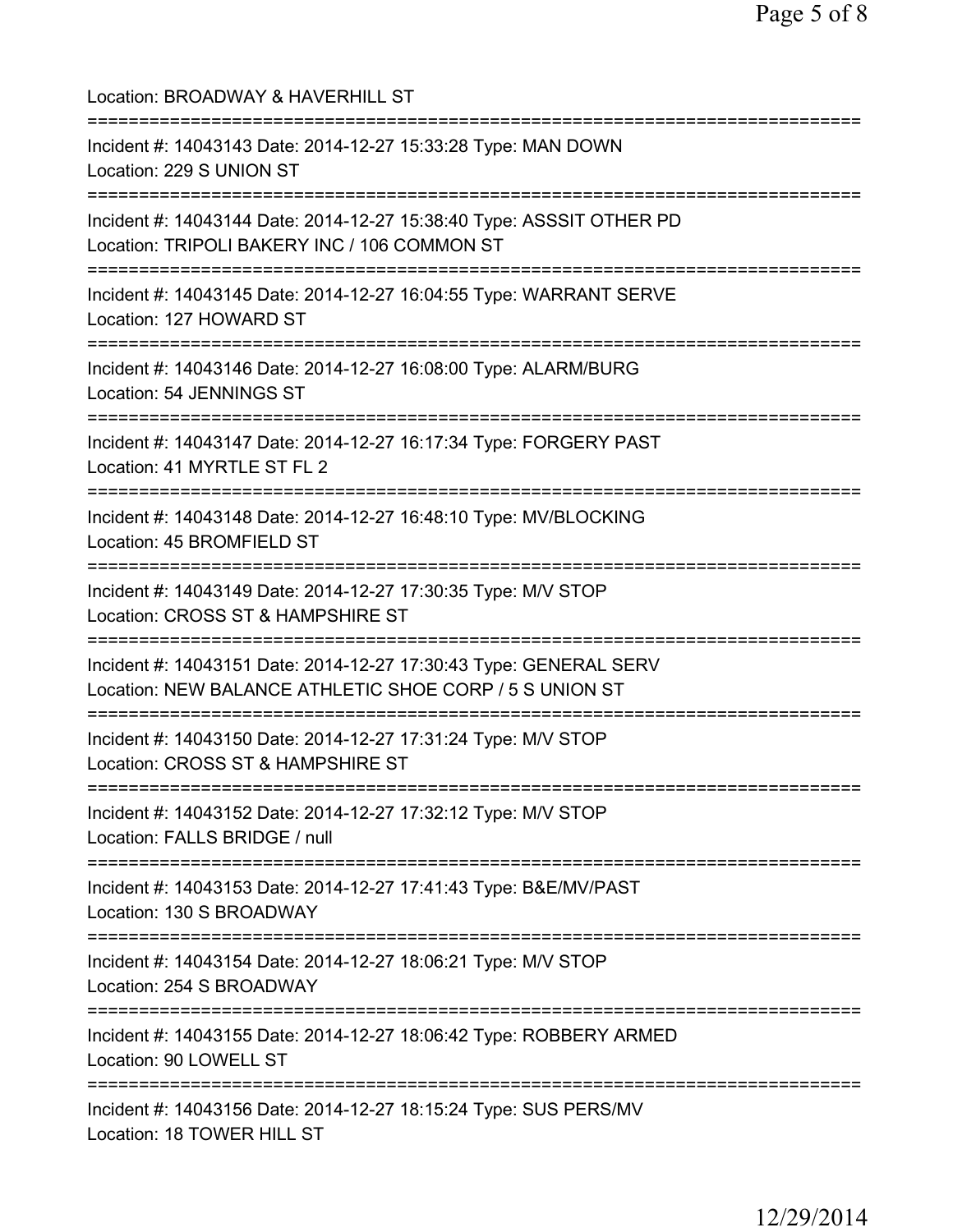Location: BROADWAY & HAVERHILL ST

===========================================================================

Incident #: 14043143 Date: 2014-12-27 15:33:28 Type: MAN DOWN
Location: 229 S UNION ST

===========================================================================

Incident #: 14043144 Date: 2014-12-27 15:38:40 Type: ASSSIT OTHER PD
Location: TRIPOLI BAKERY INC / 106 COMMON ST

===========================================================================

Incident #: 14043145 Date: 2014-12-27 16:04:55 Type: WARRANT SERVE
Location: 127 HOWARD ST

===========================================================================

Incident #: 14043146 Date: 2014-12-27 16:08:00 Type: ALARM/BURG
Location: 54 JENNINGS ST

===========================================================================

Incident #: 14043147 Date: 2014-12-27 16:17:34 Type: FORGERY PAST
Location: 41 MYRTLE ST FL 2

===========================================================================

Incident #: 14043148 Date: 2014-12-27 16:48:10 Type: MV/BLOCKING
Location: 45 BROMFIELD ST

===========================================================================

Incident #: 14043149 Date: 2014-12-27 17:30:35 Type: M/V STOP
Location: CROSS ST & HAMPSHIRE ST

===========================================================================

Incident #: 14043151 Date: 2014-12-27 17:30:43 Type: GENERAL SERV
Location: NEW BALANCE ATHLETIC SHOE CORP / 5 S UNION ST

===========================================================================

Incident #: 14043150 Date: 2014-12-27 17:31:24 Type: M/V STOP
Location: CROSS ST & HAMPSHIRE ST

===========================================================================

Incident #: 14043152 Date: 2014-12-27 17:32:12 Type: M/V STOP
Location: FALLS BRIDGE / null

===========================================================================

Incident #: 14043153 Date: 2014-12-27 17:41:43 Type: B&E/MV/PAST
Location: 130 S BROADWAY

===========================================================================

Incident #: 14043154 Date: 2014-12-27 18:06:21 Type: M/V STOP
Location: 254 S BROADWAY

===========================================================================

Incident #: 14043155 Date: 2014-12-27 18:06:42 Type: ROBBERY ARMED
Location: 90 LOWELL ST

===========================================================================

Incident #: 14043156 Date: 2014-12-27 18:15:24 Type: SUS PERS/MV
Location: 18 TOWER HILL ST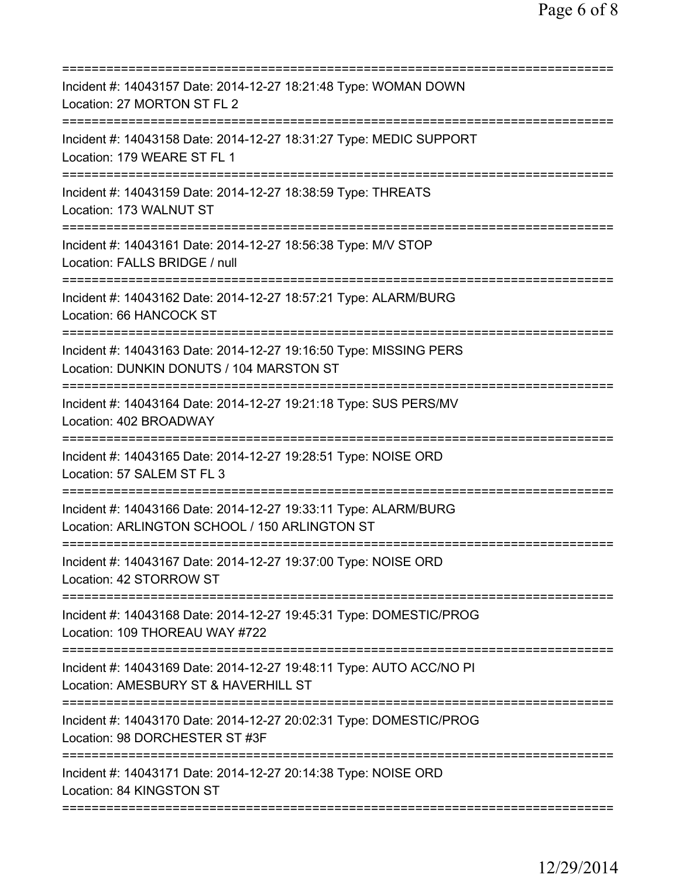===========================================================================
Incident #: 14043157 Date: 2014-12-27 18:21:48 Type: WOMAN DOWN
Location: 27 MORTON ST FL 2
===========================================================================
Incident #: 14043158 Date: 2014-12-27 18:31:27 Type: MEDIC SUPPORT
Location: 179 WEARE ST FL 1
===========================================================================
Incident #: 14043159 Date: 2014-12-27 18:38:59 Type: THREATS
Location: 173 WALNUT ST
===========================================================================
Incident #: 14043161 Date: 2014-12-27 18:56:38 Type: M/V STOP
Location: FALLS BRIDGE / null
===========================================================================
Incident #: 14043162 Date: 2014-12-27 18:57:21 Type: ALARM/BURG
Location: 66 HANCOCK ST
===========================================================================
Incident #: 14043163 Date: 2014-12-27 19:16:50 Type: MISSING PERS
Location: DUNKIN DONUTS / 104 MARSTON ST
===========================================================================
Incident #: 14043164 Date: 2014-12-27 19:21:18 Type: SUS PERS/MV
Location: 402 BROADWAY
===========================================================================
Incident #: 14043165 Date: 2014-12-27 19:28:51 Type: NOISE ORD
Location: 57 SALEM ST FL 3
===========================================================================
Incident #: 14043166 Date: 2014-12-27 19:33:11 Type: ALARM/BURG
Location: ARLINGTON SCHOOL / 150 ARLINGTON ST
===========================================================================
Incident #: 14043167 Date: 2014-12-27 19:37:00 Type: NOISE ORD
Location: 42 STORROW ST
===========================================================================
Incident #: 14043168 Date: 2014-12-27 19:45:31 Type: DOMESTIC/PROG
Location: 109 THOREAU WAY #722
===========================================================================
Incident #: 14043169 Date: 2014-12-27 19:48:11 Type: AUTO ACC/NO PI
Location: AMESBURY ST & HAVERHILL ST
===========================================================================
Incident #: 14043170 Date: 2014-12-27 20:02:31 Type: DOMESTIC/PROG
Location: 98 DORCHESTER ST #3F
===========================================================================
Incident #: 14043171 Date: 2014-12-27 20:14:38 Type: NOISE ORD
Location: 84 KINGSTON ST
===========================================================================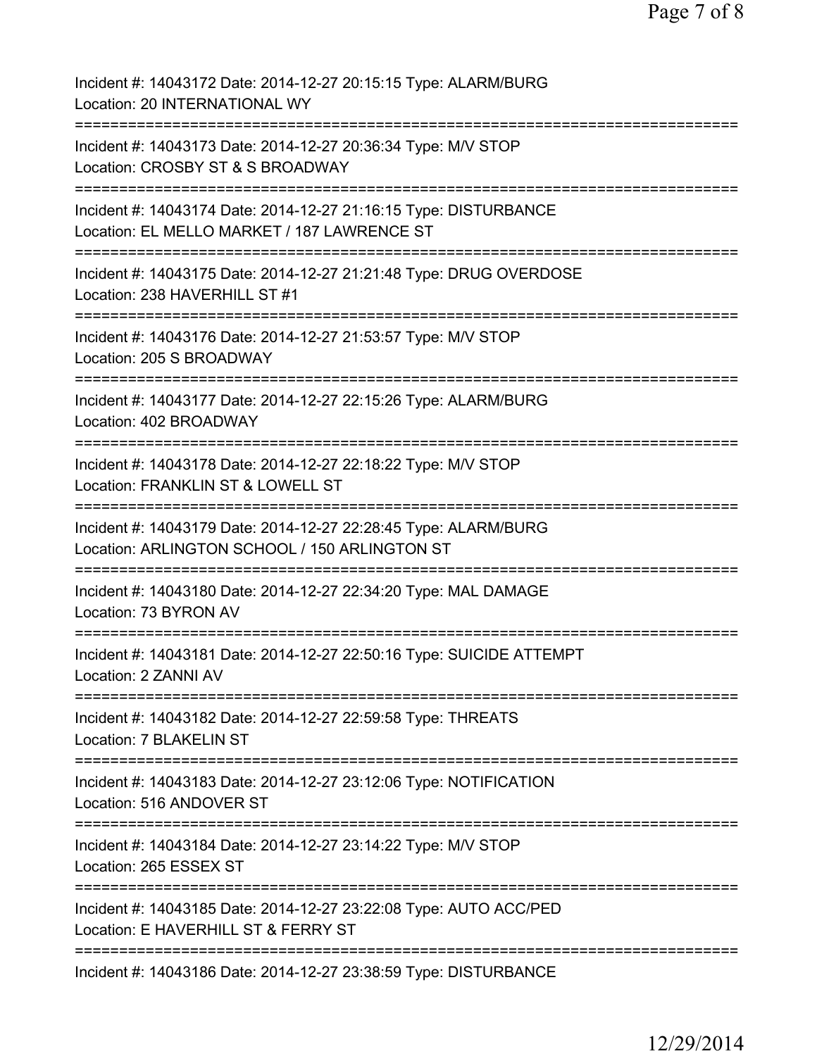Incident #: 14043172 Date: 2014-12-27 20:15:15 Type: ALARM/BURG
Location: 20 INTERNATIONAL WY

===========================================================================

Incident #: 14043173 Date: 2014-12-27 20:36:34 Type: M/V STOP
Location: CROSBY ST & S BROADWAY

===========================================================================

Incident #: 14043174 Date: 2014-12-27 21:16:15 Type: DISTURBANCE
Location: EL MELLO MARKET / 187 LAWRENCE ST

===========================================================================

Incident #: 14043175 Date: 2014-12-27 21:21:48 Type: DRUG OVERDOSE
Location: 238 HAVERHILL ST #1

===========================================================================

Incident #: 14043176 Date: 2014-12-27 21:53:57 Type: M/V STOP
Location: 205 S BROADWAY

===========================================================================

Incident #: 14043177 Date: 2014-12-27 22:15:26 Type: ALARM/BURG
Location: 402 BROADWAY

===========================================================================

Incident #: 14043178 Date: 2014-12-27 22:18:22 Type: M/V STOP
Location: FRANKLIN ST & LOWELL ST

===========================================================================

Incident #: 14043179 Date: 2014-12-27 22:28:45 Type: ALARM/BURG
Location: ARLINGTON SCHOOL / 150 ARLINGTON ST

===========================================================================

Incident #: 14043180 Date: 2014-12-27 22:34:20 Type: MAL DAMAGE
Location: 73 BYRON AV

===========================================================================

Incident #: 14043181 Date: 2014-12-27 22:50:16 Type: SUICIDE ATTEMPT
Location: 2 ZANNI AV

===========================================================================

Incident #: 14043182 Date: 2014-12-27 22:59:58 Type: THREATS
Location: 7 BLAKELIN ST

===========================================================================

Incident #: 14043183 Date: 2014-12-27 23:12:06 Type: NOTIFICATION
Location: 516 ANDOVER ST

===========================================================================

Incident #: 14043184 Date: 2014-12-27 23:14:22 Type: M/V STOP
Location: 265 ESSEX ST

===========================================================================

Incident #: 14043185 Date: 2014-12-27 23:22:08 Type: AUTO ACC/PED
Location: E HAVERHILL ST & FERRY ST

===========================================================================

Incident #: 14043186 Date: 2014-12-27 23:38:59 Type: DISTURBANCE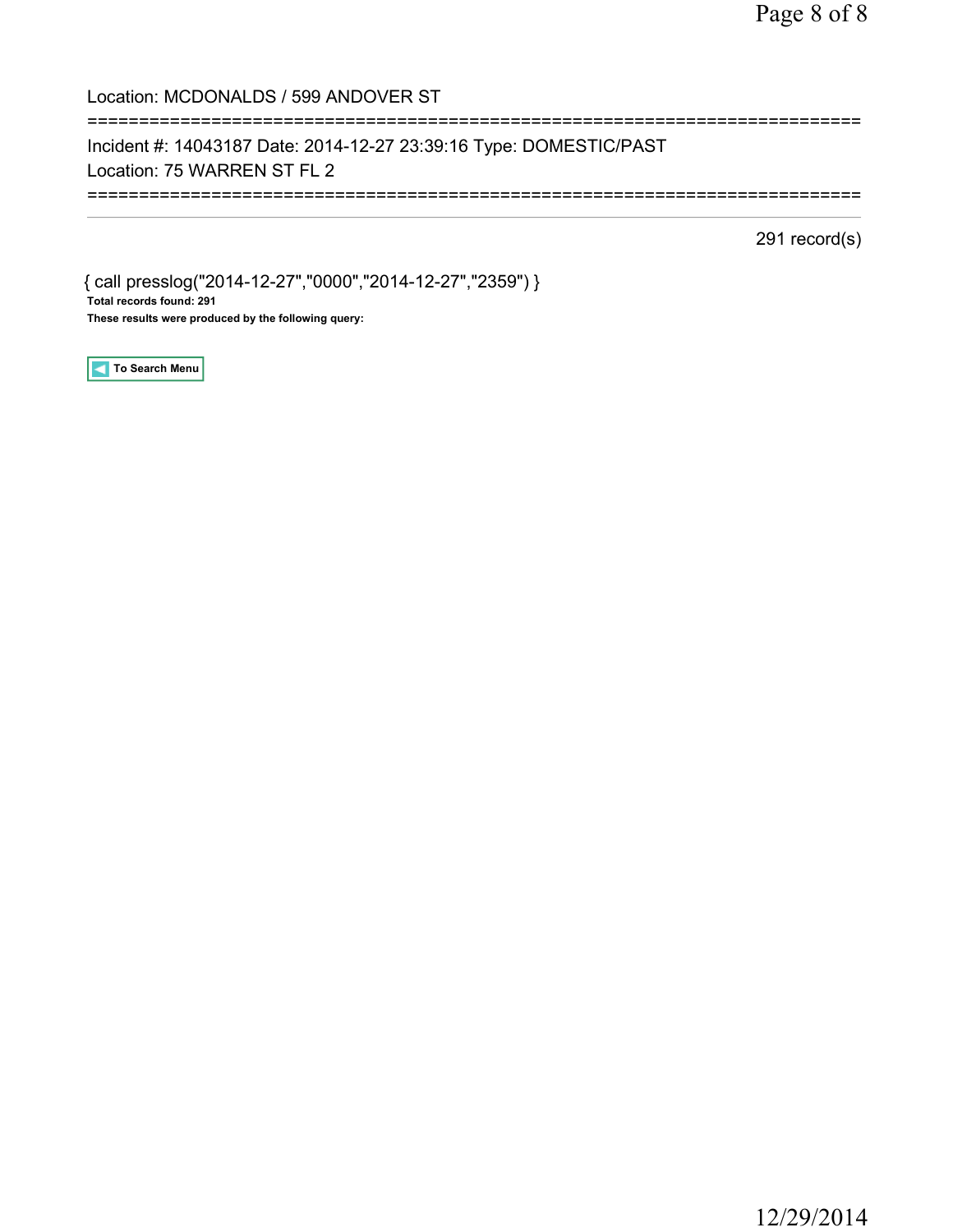Location: MCDONALDS / 599 ANDOVER ST

===========================================================================

Incident #: 14043187 Date: 2014-12-27 23:39:16 Type: DOMESTIC/PAST

Location: 75 WARREN ST FL 2

===========================================================================

---

291 record(s)

{ call presslog("2014-12-27","0000","2014-12-27","2359") }

**Total records found: 291**

**These results were produced by the following query:**

**To Search Menu**